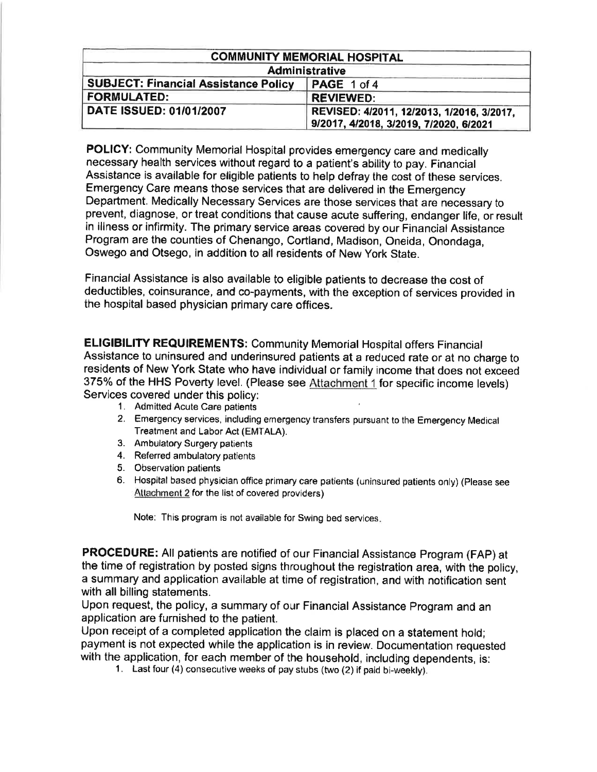| COMMUNITY MEMORIAL HOSPITAL | |
|---|---|
| Administrative | |
| SUBJECT: Financial Assistance Policy | PAGE 1 of 4 |
| FORMULATED: | REVIEWED: |
| DATE ISSUED: 01/01/2007 | REVISED: 4/2011, 12/2013, 1/2016, 3/2017, 9/2017, 4/2018, 3/2019, 7/2020, 6/2021 |

**POLICY:** Community Memorial Hospital provides emergency care and medically necessary health services without regard to a patient's ability to pay. Financial Assistance is available for eligible patients to help defray the cost of these services. Emergency Care means those services that are delivered in the Emergency Department. Medically Necessary Services are those services that are necessary to prevent, diagnose, or treat conditions that cause acute suffering, endanger life, or result in illness or infirmity. The primary service areas covered by our Financial Assistance Program are the counties of Chenango, Cortland, Madison, Oneida, Onondaga, Oswego and Otsego, in addition to all residents of New York State.

Financial Assistance is also available to eligible patients to decrease the cost of deductibles, coinsurance, and co-payments, with the exception of services provided in the hospital based physician primary care offices.

**ELIGIBILITY REQUIREMENTS:** Community Memorial Hospital offers Financial Assistance to uninsured and underinsured patients at a reduced rate or at no charge to residents of New York State who have individual or family income that does not exceed 375% of the HHS Poverty level. (Please see Attachment 1 for specific income levels) Services covered under this policy:

1. Admitted Acute Care patients
2. Emergency services, including emergency transfers pursuant to the Emergency Medical Treatment and Labor Act (EMTALA).
3. Ambulatory Surgery patients
4. Referred ambulatory patients
5. Observation patients
6. Hospital based physician office primary care patients (uninsured patients only) (Please see Attachment 2 for the list of covered providers)

Note: This program is not available for Swing bed services.

**PROCEDURE:** All patients are notified of our Financial Assistance Program (FAP) at the time of registration by posted signs throughout the registration area, with the policy, a summary and application available at time of registration, and with notification sent with all billing statements.

Upon request, the policy, a summary of our Financial Assistance Program and an application are furnished to the patient.

Upon receipt of a completed application the claim is placed on a statement hold; payment is not expected while the application is in review. Documentation requested with the application, for each member of the household, including dependents, is:

1. Last four (4) consecutive weeks of pay stubs (two (2) if paid bi-weekly).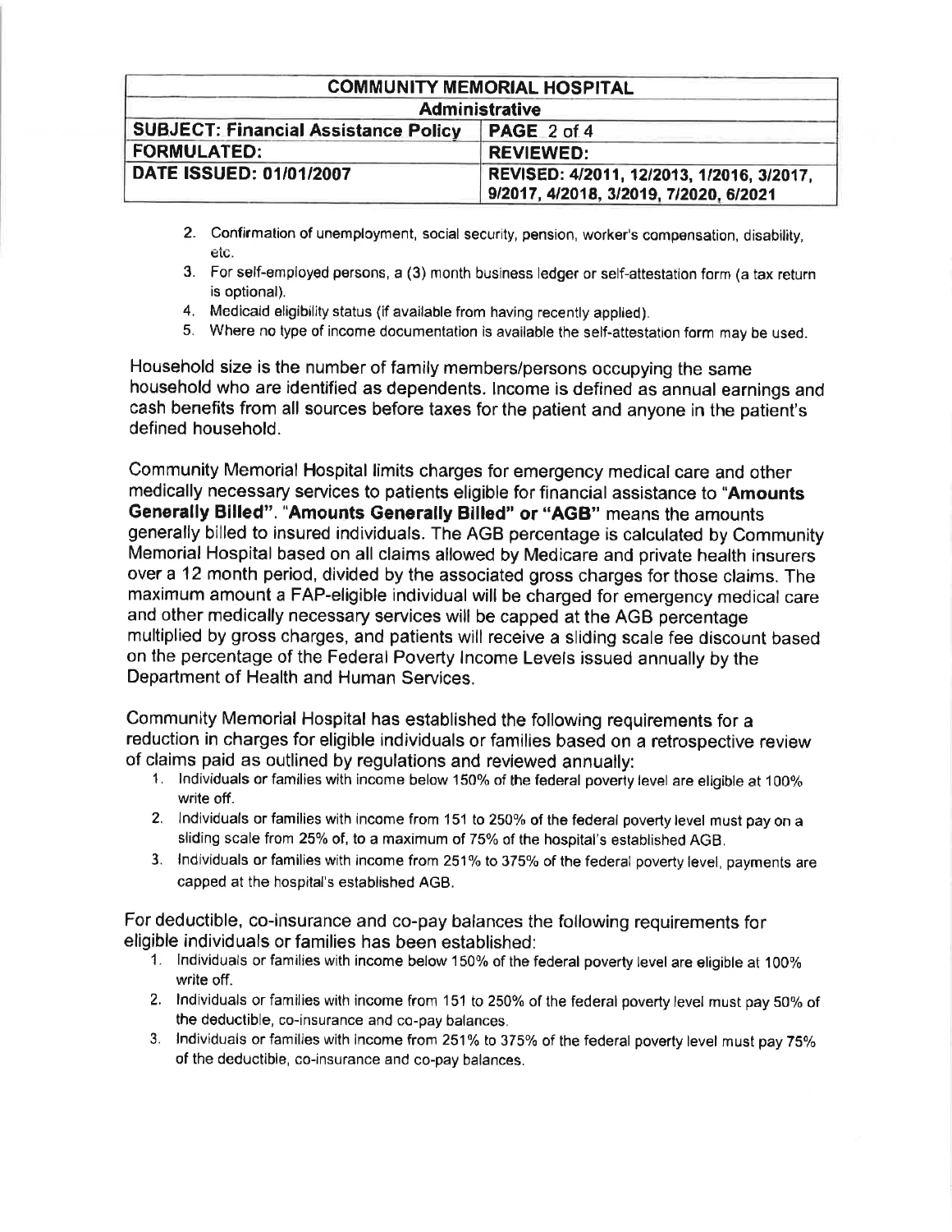2. Confirmation of unemployment, social security, pension, worker's compensation, disability, etc.
3. For self-employed persons, a (3) month business ledger or self-attestation form (a tax return is optional).
4. Medicaid eligibility status (if available from having recently applied).
5. Where no type of income documentation is available the self-attestation form may be used.

Household size is the number of family members/persons occupying the same household who are identified as dependents. Income is defined as annual earnings and cash benefits from all sources before taxes for the patient and anyone in the patient's defined household.

Community Memorial Hospital limits charges for emergency medical care and other medically necessary services to patients eligible for financial assistance to "**Amounts Generally Billed**". "**Amounts Generally Billed" or "AGB"** means the amounts generally billed to insured individuals. The AGB percentage is calculated by Community Memorial Hospital based on all claims allowed by Medicare and private health insurers over a 12 month period, divided by the associated gross charges for those claims. The maximum amount a FAP-eligible individual will be charged for emergency medical care and other medically necessary services will be capped at the AGB percentage multiplied by gross charges, and patients will receive a sliding scale fee discount based on the percentage of the Federal Poverty Income Levels issued annually by the Department of Health and Human Services.

Community Memorial Hospital has established the following requirements for a reduction in charges for eligible individuals or families based on a retrospective review of claims paid as outlined by regulations and reviewed annually:

1. Individuals or families with income below 150% of the federal poverty level are eligible at 100% write off.
2. Individuals or families with income from 151 to 250% of the federal poverty level must pay on a sliding scale from 25% of, to a maximum of 75% of the hospital's established AGB.
3. Individuals or families with income from 251% to 375% of the federal poverty level, payments are capped at the hospital's established AGB.

For deductible, co-insurance and co-pay balances the following requirements for eligible individuals or families has been established:

1. Individuals or families with income below 150% of the federal poverty level are eligible at 100% write off.
2. Individuals or families with income from 151 to 250% of the federal poverty level must pay 50% of the deductible, co-insurance and co-pay balances.
3. Individuals or families with income from 251% to 375% of the federal poverty level must pay 75% of the deductible, co-insurance and co-pay balances.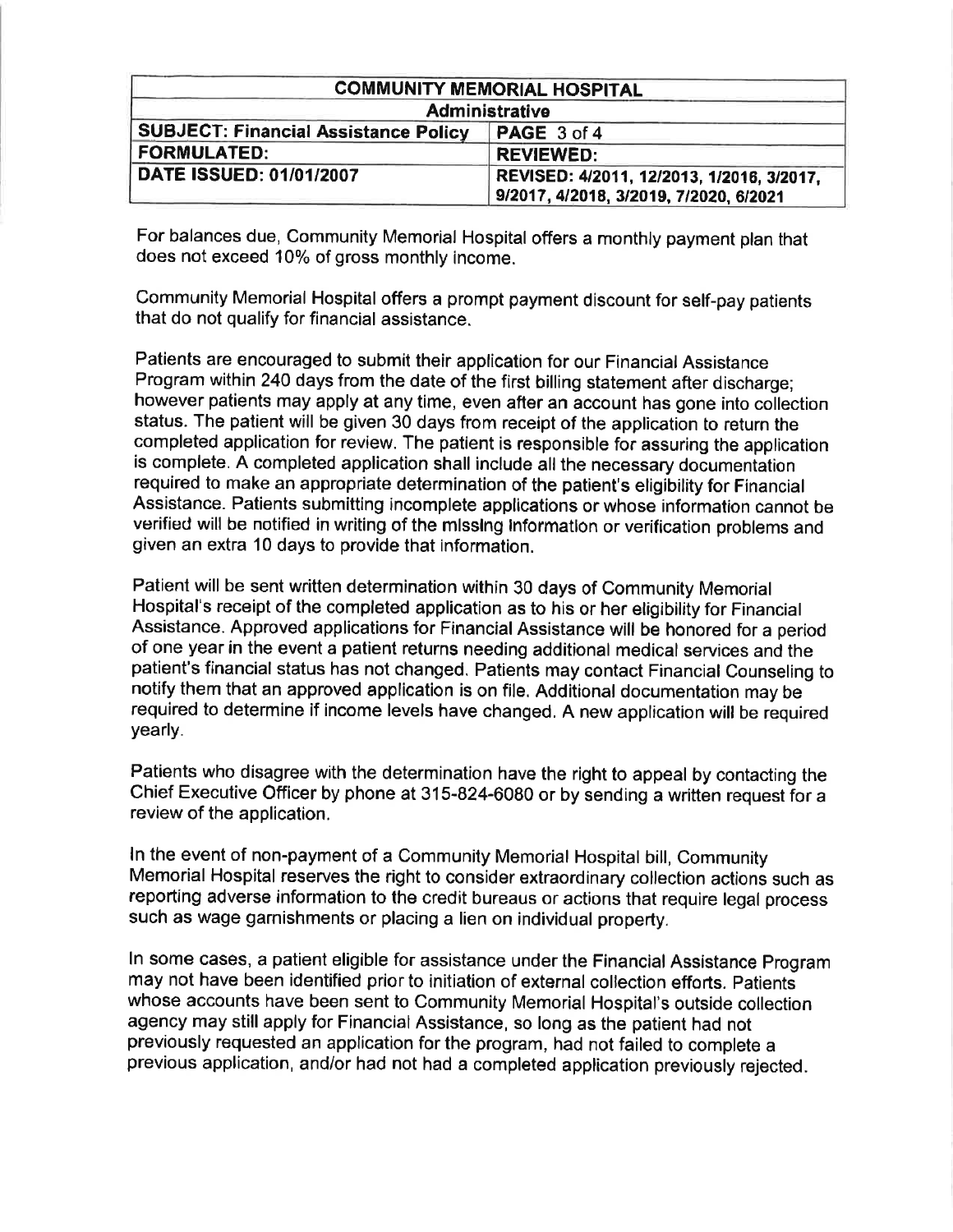For balances due, Community Memorial Hospital offers a monthly payment plan that does not exceed 10% of gross monthly income.

Community Memorial Hospital offers a prompt payment discount for self-pay patients that do not qualify for financial assistance.

Patients are encouraged to submit their application for our Financial Assistance Program within 240 days from the date of the first billing statement after discharge; however patients may apply at any time, even after an account has gone into collection status. The patient will be given 30 days from receipt of the application to return the completed application for review. The patient is responsible for assuring the application is complete. A completed application shall include all the necessary documentation required to make an appropriate determination of the patient's eligibility for Financial Assistance. Patients submitting incomplete applications or whose information cannot be verified will be notified in writing of the missing information or verification problems and given an extra 10 days to provide that information.

Patient will be sent written determination within 30 days of Community Memorial Hospital's receipt of the completed application as to his or her eligibility for Financial Assistance. Approved applications for Financial Assistance will be honored for a period of one year in the event a patient returns needing additional medical services and the patient's financial status has not changed. Patients may contact Financial Counseling to notify them that an approved application is on file. Additional documentation may be required to determine if income levels have changed. A new application will be required yearly.

Patients who disagree with the determination have the right to appeal by contacting the Chief Executive Officer by phone at 315-824-6080 or by sending a written request for a review of the application.

In the event of non-payment of a Community Memorial Hospital bill, Community Memorial Hospital reserves the right to consider extraordinary collection actions such as reporting adverse information to the credit bureaus or actions that require legal process such as wage garnishments or placing a lien on individual property.

In some cases, a patient eligible for assistance under the Financial Assistance Program may not have been identified prior to initiation of external collection efforts. Patients whose accounts have been sent to Community Memorial Hospital's outside collection agency may still apply for Financial Assistance, so long as the patient had not previously requested an application for the program, had not failed to complete a previous application, and/or had not had a completed application previously rejected.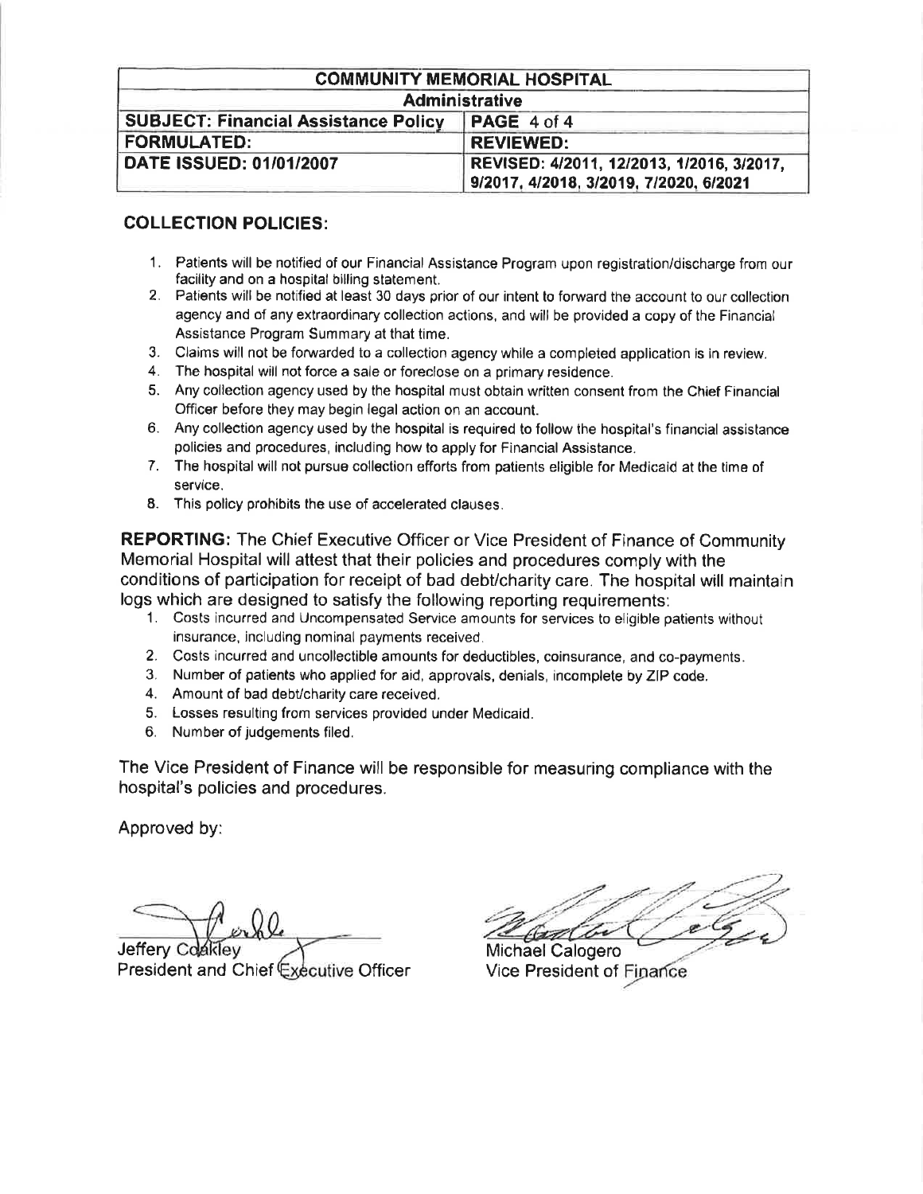| COMMUNITY MEMORIAL HOSPITAL | |
|---|---|
| Administrative | |
| SUBJECT: Financial Assistance Policy | PAGE 4 of 4 |
| FORMULATED: | REVIEWED: |
| DATE ISSUED: 01/01/2007 | REVISED: 4/2011, 12/2013, 1/2016, 3/2017, 9/2017, 4/2018, 3/2019, 7/2020, 6/2021 |

## COLLECTION POLICIES:

1. Patients will be notified of our Financial Assistance Program upon registration/discharge from our facility and on a hospital billing statement.
2. Patients will be notified at least 30 days prior of our intent to forward the account to our collection agency and of any extraordinary collection actions, and will be provided a copy of the Financial Assistance Program Summary at that time.
3. Claims will not be forwarded to a collection agency while a completed application is in review.
4. The hospital will not force a sale or foreclose on a primary residence.
5. Any collection agency used by the hospital must obtain written consent from the Chief Financial Officer before they may begin legal action on an account.
6. Any collection agency used by the hospital is required to follow the hospital's financial assistance policies and procedures, including how to apply for Financial Assistance.
7. The hospital will not pursue collection efforts from patients eligible for Medicaid at the time of service.
8. This policy prohibits the use of accelerated clauses.

**REPORTING:** The Chief Executive Officer or Vice President of Finance of Community Memorial Hospital will attest that their policies and procedures comply with the conditions of participation for receipt of bad debt/charity care. The hospital will maintain logs which are designed to satisfy the following reporting requirements:

1. Costs incurred and Uncompensated Service amounts for services to eligible patients without insurance, including nominal payments received.
2. Costs incurred and uncollectible amounts for deductibles, coinsurance, and co-payments.
3. Number of patients who applied for aid, approvals, denials, incomplete by ZIP code.
4. Amount of bad debt/charity care received.
5. Losses resulting from services provided under Medicaid.
6. Number of judgements filed.

The Vice President of Finance will be responsible for measuring compliance with the hospital's policies and procedures.

Approved by:

Jeffery Coakley
President and Chief Executive Officer

Michael Calogero
Vice President of Finance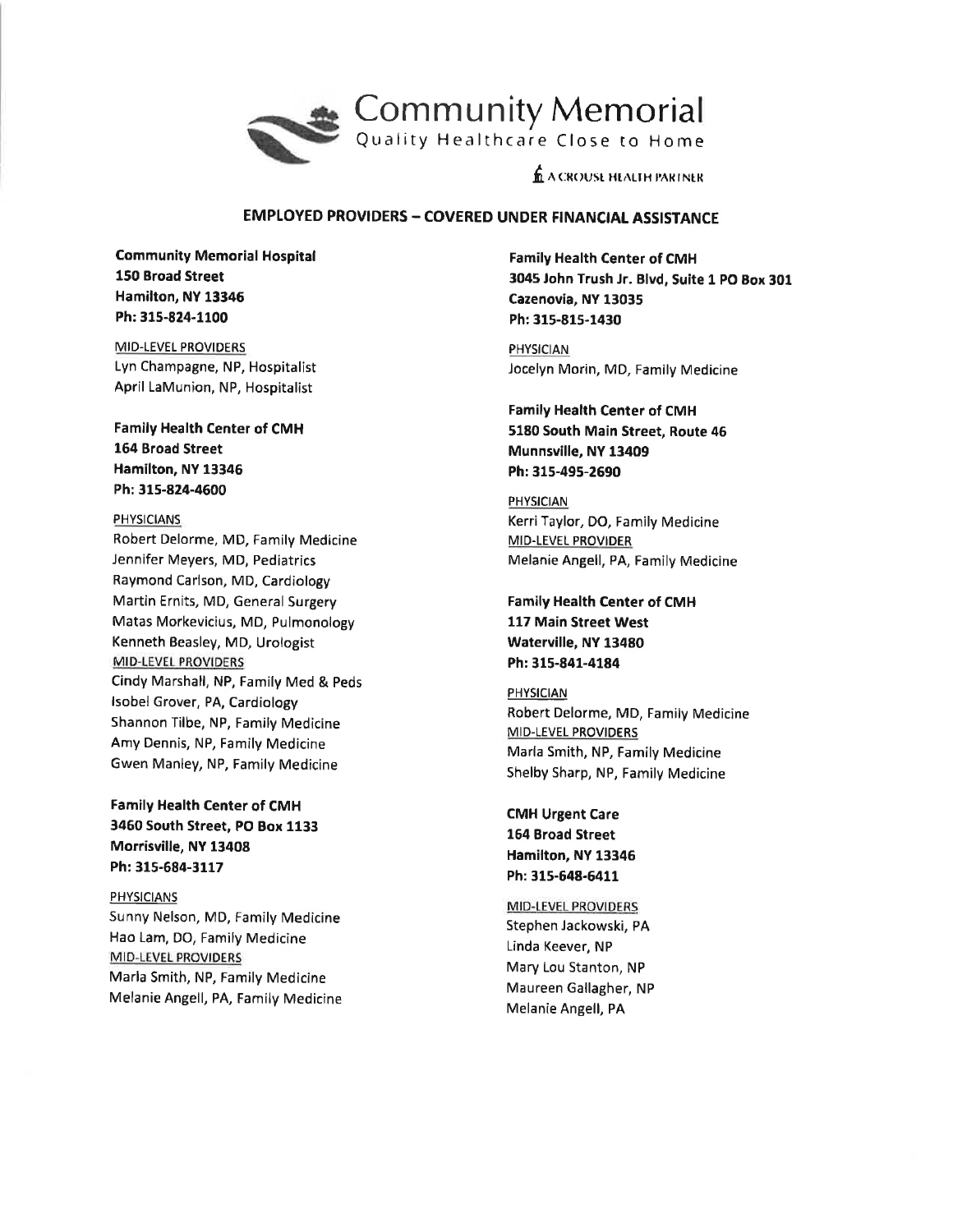# Community Memorial

Quality Healthcare Close to Home

A CROUSE HEALTH PARTNER

## EMPLOYED PROVIDERS – COVERED UNDER FINANCIAL ASSISTANCE

**Community Memorial Hospital**
**150 Broad Street**
**Hamilton, NY 13346**
**Ph: 315-824-1100**

MID-LEVEL PROVIDERS
Lyn Champagne, NP, Hospitalist
April LaMunion, NP, Hospitalist

**Family Health Center of CMH**
**164 Broad Street**
**Hamilton, NY 13346**
**Ph: 315-824-4600**

PHYSICIANS
Robert Delorme, MD, Family Medicine
Jennifer Meyers, MD, Pediatrics
Raymond Carlson, MD, Cardiology
Martin Ernits, MD, General Surgery
Matas Morkevicius, MD, Pulmonology
Kenneth Beasley, MD, Urologist
MID-LEVEL PROVIDERS
Cindy Marshall, NP, Family Med & Peds
Isobel Grover, PA, Cardiology
Shannon Tilbe, NP, Family Medicine
Amy Dennis, NP, Family Medicine
Gwen Manley, NP, Family Medicine

**Family Health Center of CMH**
**3460 South Street, PO Box 1133**
**Morrisville, NY 13408**
**Ph: 315-684-3117**

PHYSICIANS
Sunny Nelson, MD, Family Medicine
Hao Lam, DO, Family Medicine
MID-LEVEL PROVIDERS
Marla Smith, NP, Family Medicine
Melanie Angell, PA, Family Medicine

**Family Health Center of CMH**
**3045 John Trush Jr. Blvd, Suite 1 PO Box 301**
**Cazenovia, NY 13035**
**Ph: 315-815-1430**

PHYSICIAN
Jocelyn Morin, MD, Family Medicine

**Family Health Center of CMH**
**5180 South Main Street, Route 46**
**Munnsville, NY 13409**
**Ph: 315-495-2690**

PHYSICIAN
Kerri Taylor, DO, Family Medicine
MID-LEVEL PROVIDER
Melanie Angell, PA, Family Medicine

**Family Health Center of CMH**
**117 Main Street West**
**Waterville, NY 13480**
**Ph: 315-841-4184**

PHYSICIAN
Robert Delorme, MD, Family Medicine
MID-LEVEL PROVIDERS
Marla Smith, NP, Family Medicine
Shelby Sharp, NP, Family Medicine

**CMH Urgent Care**
**164 Broad Street**
**Hamilton, NY 13346**
**Ph: 315-648-6411**

MID-LEVEL PROVIDERS
Stephen Jackowski, PA
Linda Keever, NP
Mary Lou Stanton, NP
Maureen Gallagher, NP
Melanie Angell, PA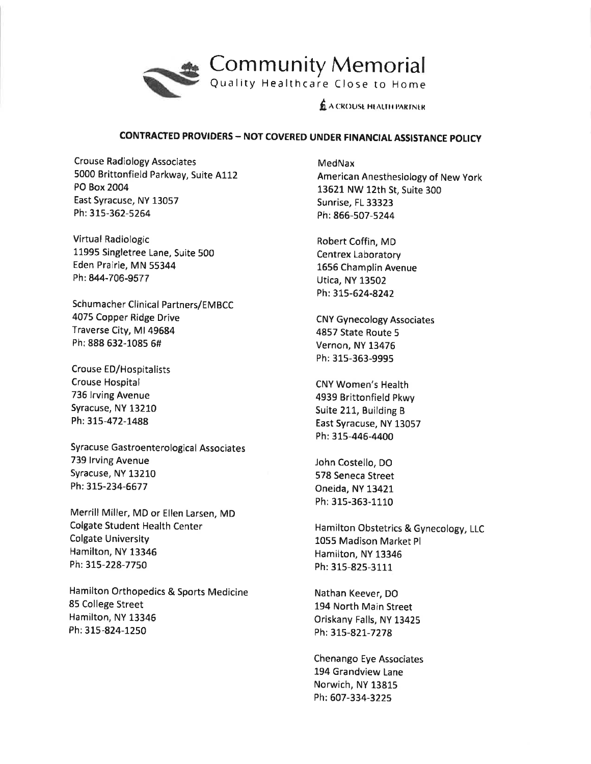Community Memorial

Quality Healthcare Close to Home

A CROUSE HEALTH PARTNER

## CONTRACTED PROVIDERS – NOT COVERED UNDER FINANCIAL ASSISTANCE POLICY

Crouse Radiology Associates
5000 Brittonfield Parkway, Suite A112
PO Box 2004
East Syracuse, NY 13057
Ph: 315-362-5264

Virtual Radiologic
11995 Singletree Lane, Suite 500
Eden Prairie, MN 55344
Ph: 844-706-9577

Schumacher Clinical Partners/EMBCC
4075 Copper Ridge Drive
Traverse City, MI 49684
Ph: 888 632-1085 6#

Crouse ED/Hospitalists
Crouse Hospital
736 Irving Avenue
Syracuse, NY 13210
Ph: 315-472-1488

Syracuse Gastroenterological Associates
739 Irving Avenue
Syracuse, NY 13210
Ph: 315-234-6677

Merrill Miller, MD or Ellen Larsen, MD
Colgate Student Health Center
Colgate University
Hamilton, NY 13346
Ph: 315-228-7750

Hamilton Orthopedics & Sports Medicine
85 College Street
Hamilton, NY 13346
Ph: 315-824-1250

MedNax
American Anesthesiology of New York
13621 NW 12th St, Suite 300
Sunrise, FL 33323
Ph: 866-507-5244

Robert Coffin, MD
Centrex Laboratory
1656 Champlin Avenue
Utica, NY 13502
Ph: 315-624-8242

CNY Gynecology Associates
4857 State Route 5
Vernon, NY 13476
Ph: 315-363-9995

CNY Women's Health
4939 Brittonfield Pkwy
Suite 211, Building B
East Syracuse, NY 13057
Ph: 315-446-4400

John Costello, DO
578 Seneca Street
Oneida, NY 13421
Ph: 315-363-1110

Hamilton Obstetrics & Gynecology, LLC
1055 Madison Market Pl
Hamilton, NY 13346
Ph: 315-825-3111

Nathan Keever, DO
194 North Main Street
Oriskany Falls, NY 13425
Ph: 315-821-7278

Chenango Eye Associates
194 Grandview Lane
Norwich, NY 13815
Ph: 607-334-3225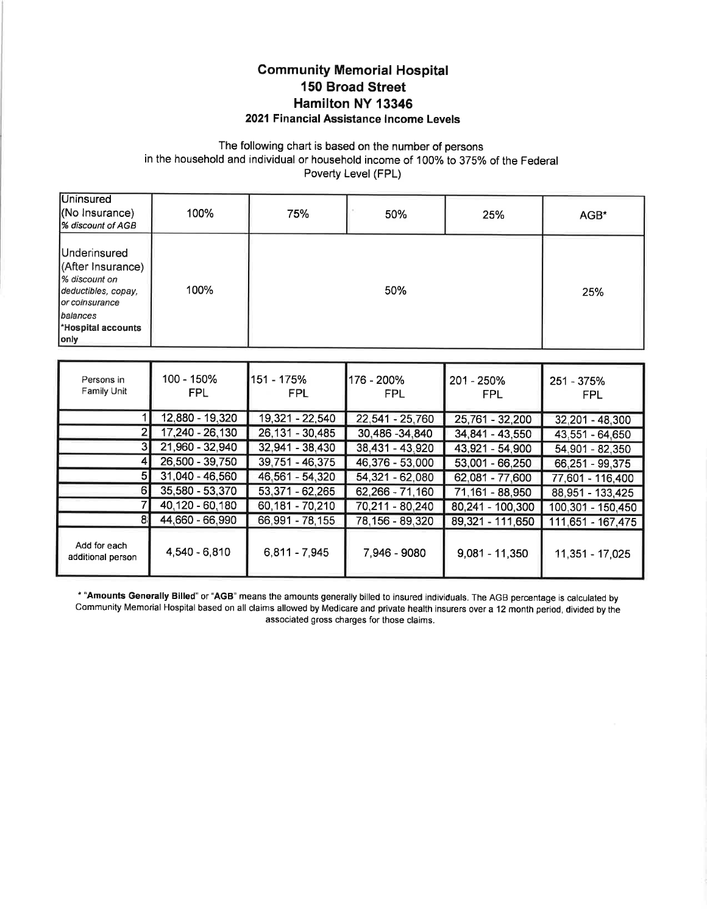# Community Memorial Hospital
## 150 Broad Street
## Hamilton NY 13346
### 2021 Financial Assistance Income Levels

The following chart is based on the number of persons in the household and individual or household income of 100% to 375% of the Federal Poverty Level (FPL)

| | | | | | |
|---|---|---|---|---|---|
| Uninsured (No Insurance) *% discount of AGB* | 100% | 75% | 50% | 25% | AGB* |
| Underinsured (After Insurance) *% discount on deductibles, copay, or coinsurance balances* *Hospital accounts only | 100% | 50% | | | 25% |

| Persons in Family Unit | 100 - 150% FPL | 151 - 175% FPL | 176 - 200% FPL | 201 - 250% FPL | 251 - 375% FPL |
|---|---|---|---|---|---|
| 1 | 12,880 - 19,320 | 19,321 - 22,540 | 22,541 - 25,760 | 25,761 - 32,200 | 32,201 - 48,300 |
| 2 | 17,240 - 26,130 | 26,131 - 30,485 | 30,486 -34,840 | 34,841 - 43,550 | 43,551 - 64,650 |
| 3 | 21,960 - 32,940 | 32,941 - 38,430 | 38,431 - 43,920 | 43,921 - 54,900 | 54,901 - 82,350 |
| 4 | 26,500 - 39,750 | 39,751 - 46,375 | 46,376 - 53,000 | 53,001 - 66,250 | 66,251 - 99,375 |
| 5 | 31,040 - 46,560 | 46,561 - 54,320 | 54,321 - 62,080 | 62,081 - 77,600 | 77,601 - 116,400 |
| 6 | 35,580 - 53,370 | 53,371 - 62,265 | 62,266 - 71,160 | 71,161 - 88,950 | 88,951 - 133,425 |
| 7 | 40,120 - 60,180 | 60,181 - 70,210 | 70,211 - 80,240 | 80,241 - 100,300 | 100,301 - 150,450 |
| 8 | 44,660 - 66,990 | 66,991 - 78,155 | 78,156 - 89,320 | 89,321 - 111,650 | 111,651 - 167,475 |
| Add for each additional person | 4,540 - 6,810 | 6,811 - 7,945 | 7,946 - 9080 | 9,081 - 11,350 | 11,351 - 17,025 |

* **"Amounts Generally Billed"** or **"AGB"** means the amounts generally billed to insured individuals. The AGB percentage is calculated by Community Memorial Hospital based on all claims allowed by Medicare and private health insurers over a 12 month period, divided by the associated gross charges for those claims.